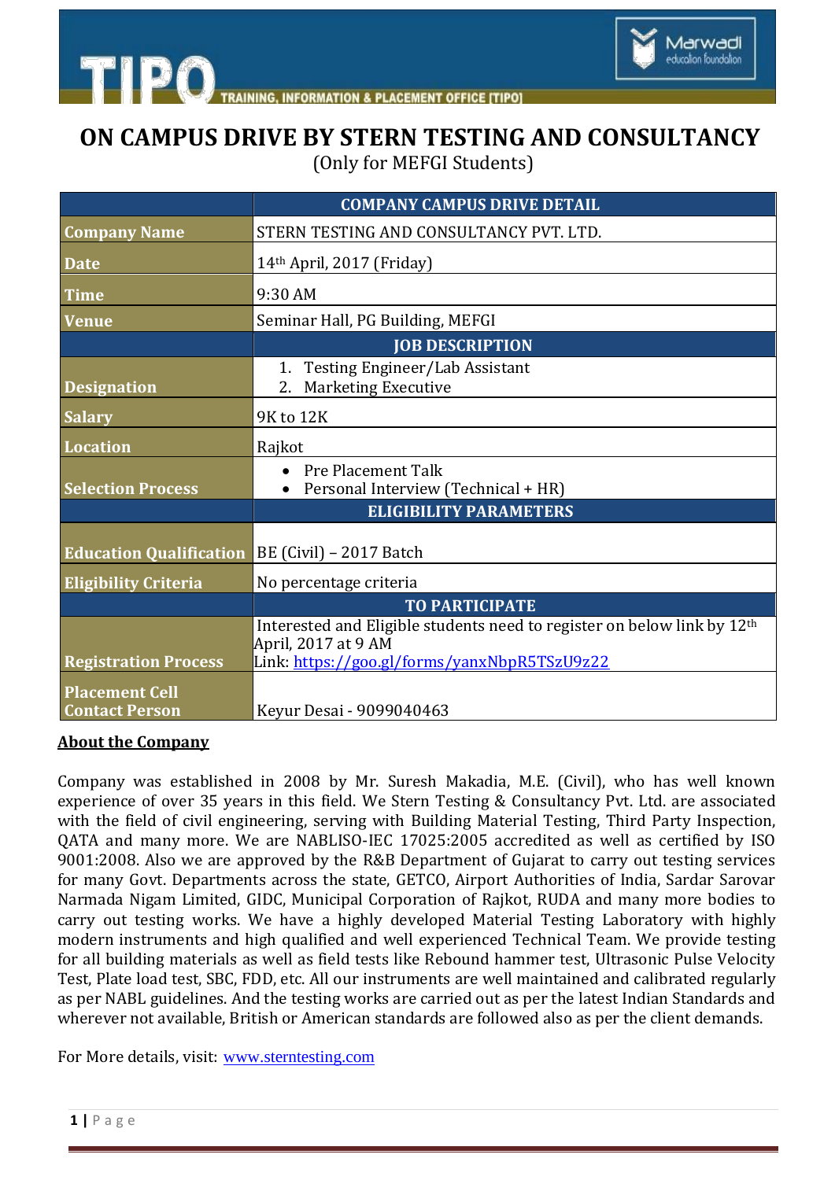# ON CAMPUS DRIVE BY STERN TESTING AND CONSULTANCY

(Only for MEFGI Students)

| | COMPANY CAMPUS DRIVE DETAIL |
|---|---|
| **Company Name** | STERN TESTING AND CONSULTANCY PVT. LTD. |
| **Date** | 14th April, 2017 (Friday) |
| **Time** | 9:30 AM |
| **Venue** | Seminar Hall, PG Building, MEFGI |
| | **JOB DESCRIPTION** |
| **Designation** | 1. Testing Engineer/Lab Assistant<br>2. Marketing Executive |
| **Salary** | 9K to 12K |
| **Location** | Rajkot |
| **Selection Process** | • Pre Placement Talk<br>• Personal Interview (Technical + HR) |
| | **ELIGIBILITY PARAMETERS** |
| **Education Qualification** | BE (Civil) – 2017 Batch |
| **Eligibility Criteria** | No percentage criteria |
| | **TO PARTICIPATE** |
| **Registration Process** | Interested and Eligible students need to register on below link by 12th April, 2017 at 9 AM<br>Link: https://goo.gl/forms/yanxNbpR5TSzU9z22 |
| **Placement Cell Contact Person** | Keyur Desai - 9099040463 |

**About the Company**

Company was established in 2008 by Mr. Suresh Makadia, M.E. (Civil), who has well known experience of over 35 years in this field. We Stern Testing & Consultancy Pvt. Ltd. are associated with the field of civil engineering, serving with Building Material Testing, Third Party Inspection, QATA and many more. We are NABLISO-IEC 17025:2005 accredited as well as certified by ISO 9001:2008. Also we are approved by the R&B Department of Gujarat to carry out testing services for many Govt. Departments across the state, GETCO, Airport Authorities of India, Sardar Sarovar Narmada Nigam Limited, GIDC, Municipal Corporation of Rajkot, RUDA and many more bodies to carry out testing works. We have a highly developed Material Testing Laboratory with highly modern instruments and high qualified and well experienced Technical Team. We provide testing for all building materials as well as field tests like Rebound hammer test, Ultrasonic Pulse Velocity Test, Plate load test, SBC, FDD, etc. All our instruments are well maintained and calibrated regularly as per NABL guidelines. And the testing works are carried out as per the latest Indian Standards and wherever not available, British or American standards are followed also as per the client demands.

For More details, visit: www.sterntesting.com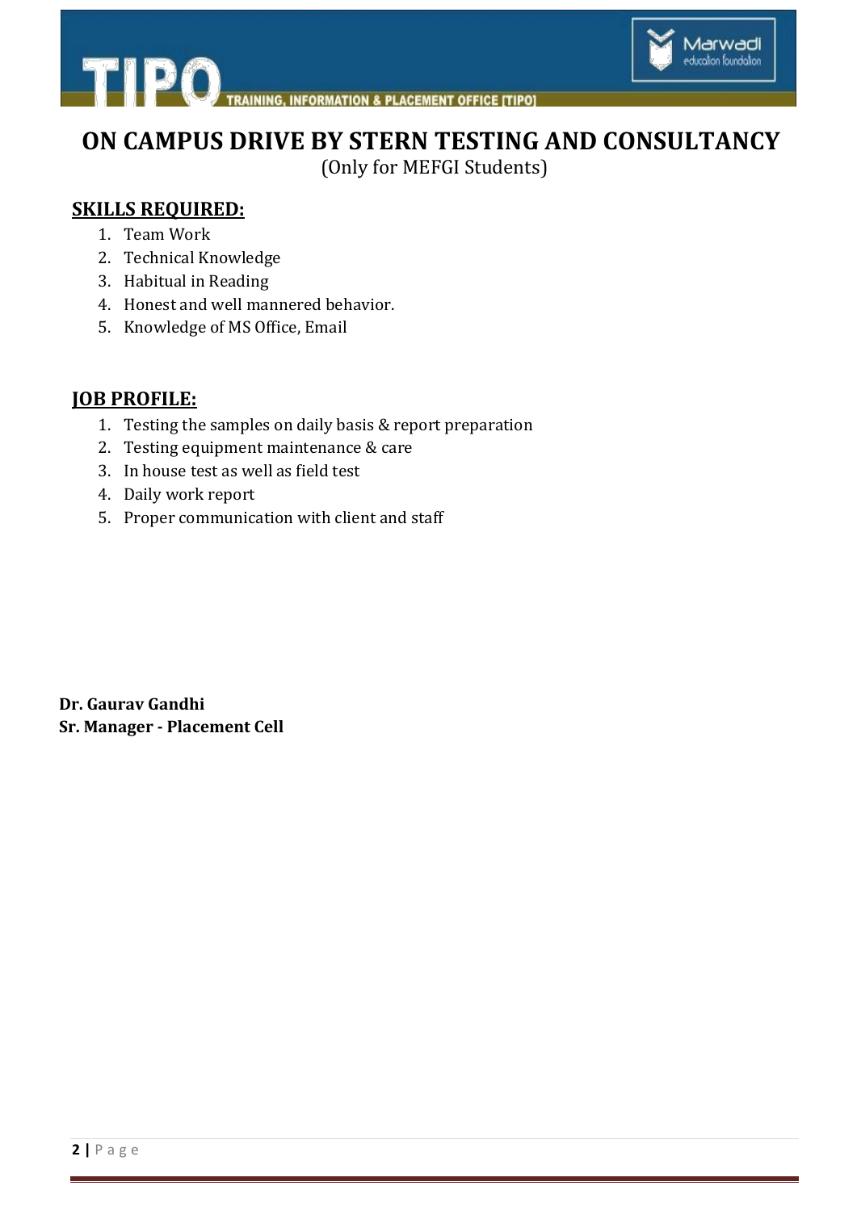# ON CAMPUS DRIVE BY STERN TESTING AND CONSULTANCY

(Only for MEFGI Students)

## SKILLS REQUIRED:

1. Team Work
2. Technical Knowledge
3. Habitual in Reading
4. Honest and well mannered behavior.
5. Knowledge of MS Office, Email

## JOB PROFILE:

1. Testing the samples on daily basis & report preparation
2. Testing equipment maintenance & care
3. In house test as well as field test
4. Daily work report
5. Proper communication with client and staff

**Dr. Gaurav Gandhi**
**Sr. Manager - Placement Cell**